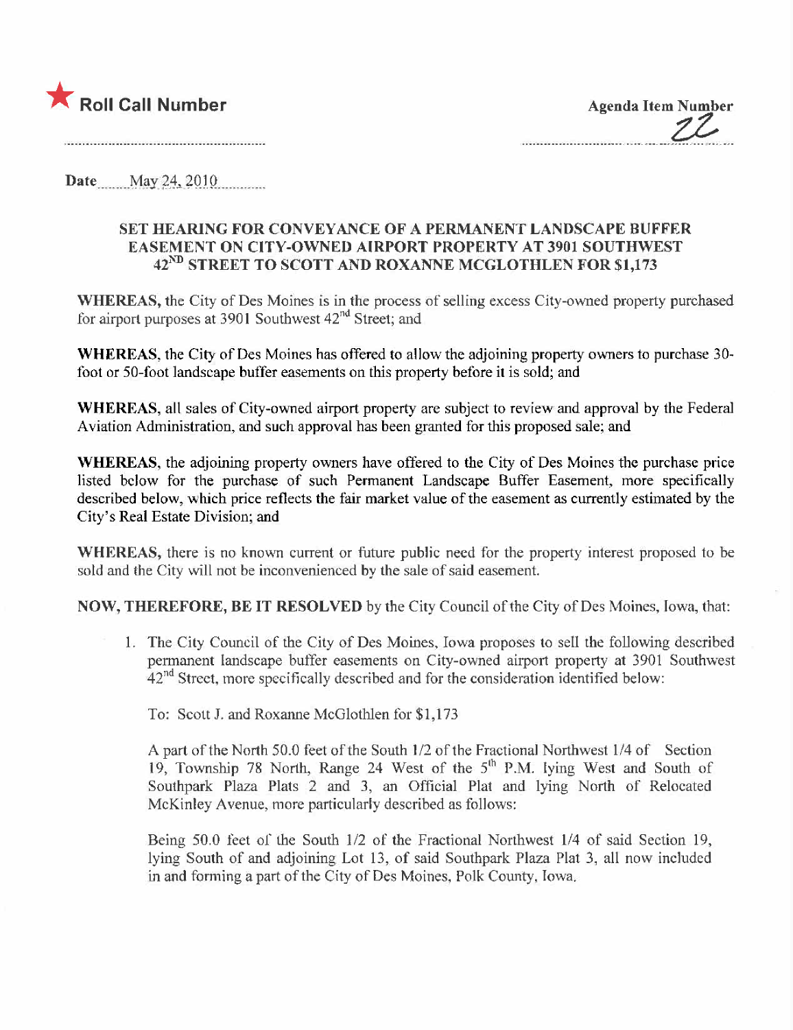★ **Roll Call Number**

Agenda Item Number

22

Date May 24, 2010

**SET HEARING FOR CONVEYANCE OF A PERMANENT LANDSCAPE BUFFER EASEMENT ON CITY-OWNED AIRPORT PROPERTY AT 3901 SOUTHWEST 42ND STREET TO SCOTT AND ROXANNE MCGLOTHLEN FOR $1,173**

**WHEREAS,** the City of Des Moines is in the process of selling excess City-owned property purchased for airport purposes at 3901 Southwest 42nd Street; and

**WHEREAS,** the City of Des Moines has offered to allow the adjoining property owners to purchase 30-foot or 50-foot landscape buffer easements on this property before it is sold; and

**WHEREAS,** all sales of City-owned airport property are subject to review and approval by the Federal Aviation Administration, and such approval has been granted for this proposed sale; and

**WHEREAS,** the adjoining property owners have offered to the City of Des Moines the purchase price listed below for the purchase of such Permanent Landscape Buffer Easement, more specifically described below, which price reflects the fair market value of the easement as currently estimated by the City's Real Estate Division; and

**WHEREAS,** there is no known current or future public need for the property interest proposed to be sold and the City will not be inconvenienced by the sale of said easement.

**NOW, THEREFORE, BE IT RESOLVED** by the City Council of the City of Des Moines, Iowa, that:

1. The City Council of the City of Des Moines, Iowa proposes to sell the following described permanent landscape buffer easements on City-owned airport property at 3901 Southwest 42nd Street, more specifically described and for the consideration identified below:

   To: Scott J. and Roxanne McGlothlen for $1,173

   A part of the North 50.0 feet of the South 1/2 of the Fractional Northwest 1/4 of Section 19, Township 78 North, Range 24 West of the 5th P.M. lying West and South of Southpark Plaza Plats 2 and 3, an Official Plat and lying North of Relocated McKinley Avenue, more particularly described as follows:

   Being 50.0 feet of the South 1/2 of the Fractional Northwest 1/4 of said Section 19, lying South of and adjoining Lot 13, of said Southpark Plaza Plat 3, all now included in and forming a part of the City of Des Moines, Polk County, Iowa.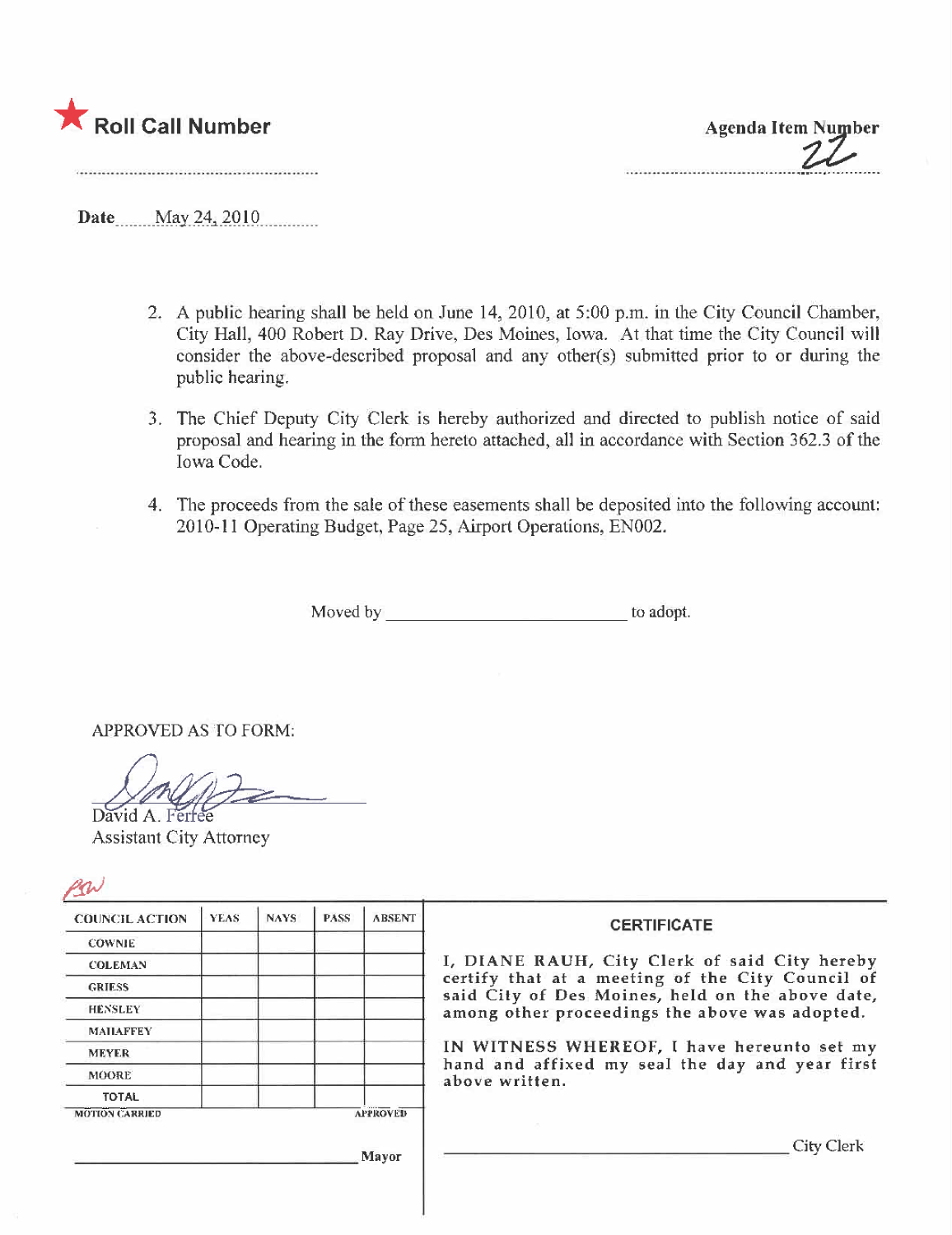★ **Roll Call Number**

**Agenda Item Number**
22

**Date** May 24, 2010

2. A public hearing shall be held on June 14, 2010, at 5:00 p.m. in the City Council Chamber, City Hall, 400 Robert D. Ray Drive, Des Moines, Iowa. At that time the City Council will consider the above-described proposal and any other(s) submitted prior to or during the public hearing.

3. The Chief Deputy City Clerk is hereby authorized and directed to publish notice of said proposal and hearing in the form hereto attached, all in accordance with Section 362.3 of the Iowa Code.

4. The proceeds from the sale of these easements shall be deposited into the following account: 2010-11 Operating Budget, Page 25, Airport Operations, EN002.

Moved by ______________________ to adopt.

APPROVED AS TO FORM:

David A. Ferree
Assistant City Attorney

| COUNCIL ACTION | YEAS | NAYS | PASS | ABSENT |
|---|---|---|---|---|
| COWNIE | | | | |
| COLEMAN | | | | |
| GRIESS | | | | |
| HENSLEY | | | | |
| MAHAFFEY | | | | |
| MEYER | | | | |
| MOORE | | | | |
| TOTAL | | | | |

MOTION CARRIED APPROVED

______________________ Mayor

**CERTIFICATE**

I, DIANE RAUH, City Clerk of said City hereby certify that at a meeting of the City Council of said City of Des Moines, held on the above date, among other proceedings the above was adopted.

IN WITNESS WHEREOF, I have hereunto set my hand and affixed my seal the day and year first above written.

______________________ City Clerk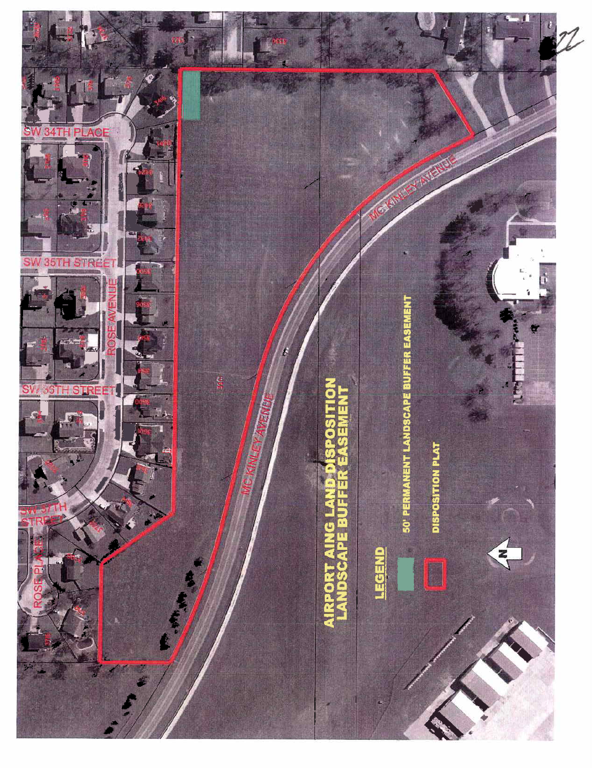**AIRPORT AING LAND DISPOSITION LANDSCAPE BUFFER EASEMENT**

**LEGEND**

50' PERMANENT LANDSCAPE BUFFER EASEMENT

DISPOSITION PLAT

SW 34TH PLACE

SW 35TH STREET

SW 36TH STREET

SW 37TH STREET

ROSE AVENUE

ROSE PLACE

MC KINLEY AVENUE

N